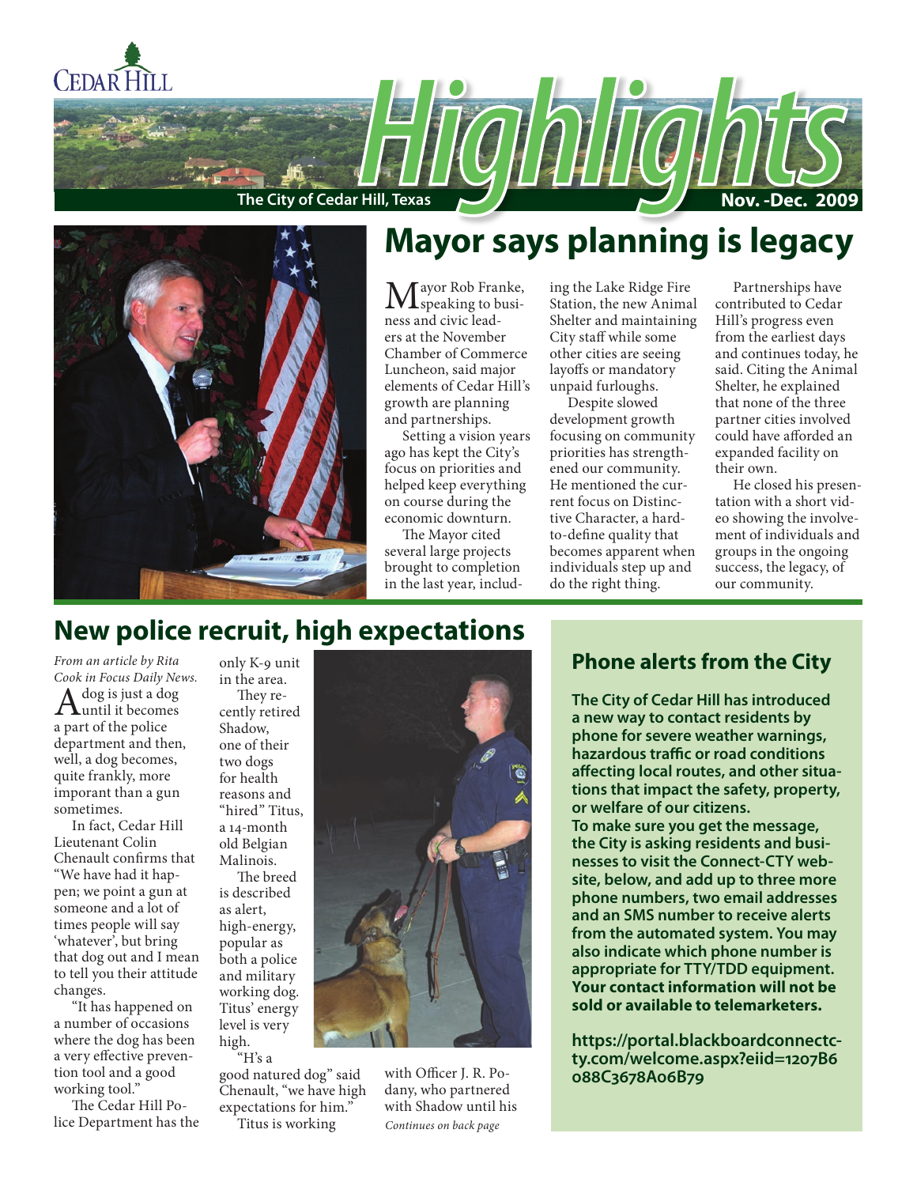CEDAR HILL

# Highlights

The City of Cedar Hill, Texas

Nov. -Dec. 2009

## Mayor says planning is legacy

Mayor Rob Franke, speaking to business and civic leaders at the November Chamber of Commerce Luncheon, said major elements of Cedar Hill's growth are planning and partnerships.

Setting a vision years ago has kept the City's focus on priorities and helped keep everything on course during the economic downturn.

The Mayor cited several large projects brought to completion in the last year, including the Lake Ridge Fire Station, the new Animal Shelter and maintaining City staff while some other cities are seeing layoffs or mandatory unpaid furloughs.

Despite slowed development growth focusing on community priorities has strengthened our community. He mentioned the current focus on Distinctive Character, a hard-to-define quality that becomes apparent when individuals step up and do the right thing.

Partnerships have contributed to Cedar Hill's progress even from the earliest days and continues today, he said. Citing the Animal Shelter, he explained that none of the three partner cities involved could have afforded an expanded facility on their own.

He closed his presentation with a short video showing the involvement of individuals and groups in the ongoing success, the legacy, of our community.

## New police recruit, high expectations

*From an article by Rita Cook in Focus Daily News.*

A dog is just a dog until it becomes a part of the police department and then, well, a dog becomes, quite frankly, more imporant than a gun sometimes.

In fact, Cedar Hill Lieutenant Colin Chenault confirms that "We have had it happen; we point a gun at someone and a lot of times people will say 'whatever', but bring that dog out and I mean to tell you their attitude changes.

"It has happened on a number of occasions where the dog has been a very effective prevention tool and a good working tool."

The Cedar Hill Police Department has the only K-9 unit in the area.

They recently retired Shadow, one of their two dogs for health reasons and "hired" Titus, a 14-month old Belgian Malinois.

The breed is described as alert, high-energy, popular as both a police and military working dog. Titus' energy level is very high.

"H's a good natured dog" said Chenault, "we have high expectations for him."

Titus is working with Officer J. R. Podany, who partnered with Shadow until his

*Continues on back page*

## Phone alerts from the City

**The City of Cedar Hill has introduced a new way to contact residents by phone for severe weather warnings, hazardous traffic or road conditions affecting local routes, and other situations that impact the safety, property, or welfare of our citizens.**

**To make sure you get the message, the City is asking residents and businesses to visit the Connect-CTY website, below, and add up to three more phone numbers, two email addresses and an SMS number to receive alerts from the automated system. You may also indicate which phone number is appropriate for TTY/TDD equipment. Your contact information will not be sold or available to telemarketers.**

**https://portal.blackboardconnectcty.com/welcome.aspx?eiid=1207B6088C3678A06B79**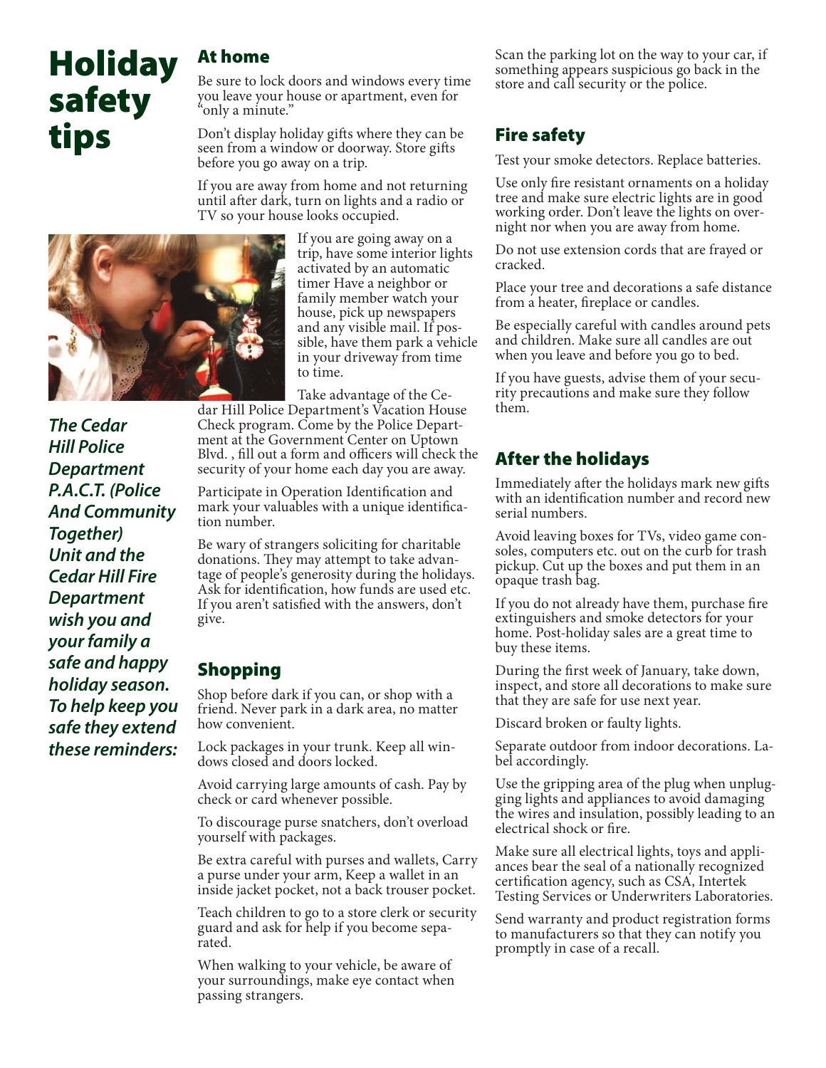# Holiday safety tips

*The Cedar Hill Police Department P.A.C.T. (Police And Community Together) Unit and the Cedar Hill Fire Department wish you and your family a safe and happy holiday season. To help keep you safe they extend these reminders:*

## At home

Be sure to lock doors and windows every time you leave your house or apartment, even for "only a minute."

Don't display holiday gifts where they can be seen from a window or doorway. Store gifts before you go away on a trip.

If you are away from home and not returning until after dark, turn on lights and a radio or TV so your house looks occupied.

If you are going away on a trip, have some interior lights activated by an automatic timer Have a neighbor or family member watch your house, pick up newspapers and any visible mail. If possible, have them park a vehicle in your driveway from time to time.

Take advantage of the Cedar Hill Police Department's Vacation House Check program. Come by the Police Department at the Government Center on Uptown Blvd. , fill out a form and officers will check the security of your home each day you are away.

Participate in Operation Identification and mark your valuables with a unique identification number.

Be wary of strangers soliciting for charitable donations. They may attempt to take advantage of people's generosity during the holidays. Ask for identification, how funds are used etc. If you aren't satisfied with the answers, don't give.

## Shopping

Shop before dark if you can, or shop with a friend. Never park in a dark area, no matter how convenient.

Lock packages in your trunk. Keep all windows closed and doors locked.

Avoid carrying large amounts of cash. Pay by check or card whenever possible.

To discourage purse snatchers, don't overload yourself with packages.

Be extra careful with purses and wallets, Carry a purse under your arm, Keep a wallet in an inside jacket pocket, not a back trouser pocket.

Teach children to go to a store clerk or security guard and ask for help if you become separated.

When walking to your vehicle, be aware of your surroundings, make eye contact when passing strangers.

Scan the parking lot on the way to your car, if something appears suspicious go back in the store and call security or the police.

## Fire safety

Test your smoke detectors. Replace batteries.

Use only fire resistant ornaments on a holiday tree and make sure electric lights are in good working order. Don't leave the lights on overnight nor when you are away from home.

Do not use extension cords that are frayed or cracked.

Place your tree and decorations a safe distance from a heater, fireplace or candles.

Be especially careful with candles around pets and children. Make sure all candles are out when you leave and before you go to bed.

If you have guests, advise them of your security precautions and make sure they follow them.

## After the holidays

Immediately after the holidays mark new gifts with an identification number and record new serial numbers.

Avoid leaving boxes for TVs, video game consoles, computers etc. out on the curb for trash pickup. Cut up the boxes and put them in an opaque trash bag.

If you do not already have them, purchase fire extinguishers and smoke detectors for your home. Post-holiday sales are a great time to buy these items.

During the first week of January, take down, inspect, and store all decorations to make sure that they are safe for use next year.

Discard broken or faulty lights.

Separate outdoor from indoor decorations. Label accordingly.

Use the gripping area of the plug when unplugging lights and appliances to avoid damaging the wires and insulation, possibly leading to an electrical shock or fire.

Make sure all electrical lights, toys and appliances bear the seal of a nationally recognized certification agency, such as CSA, Intertek Testing Services or Underwriters Laboratories.

Send warranty and product registration forms to manufacturers so that they can notify you promptly in case of a recall.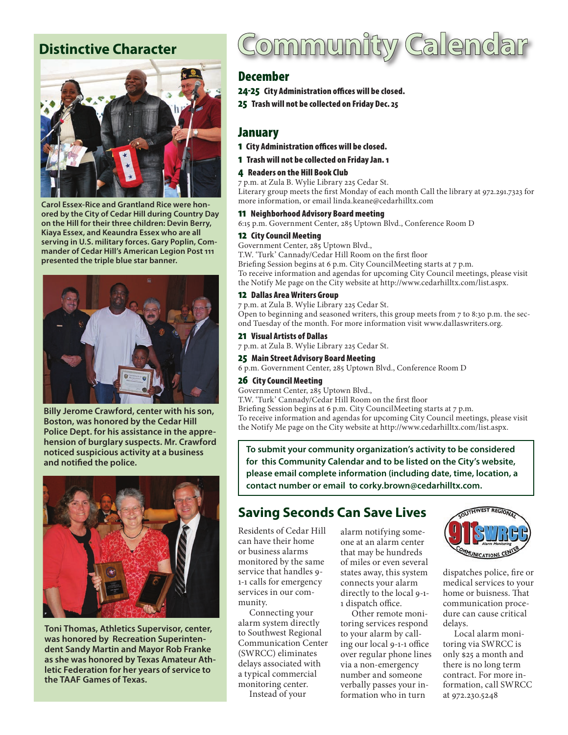## Distinctive Character

Carol Essex-Rice and Grantland Rice were honored by the City of Cedar Hill during Country Day on the Hill for their three children: Devin Berry, Kiaya Essex, and Keaundra Essex who are all serving in U.S. military forces. Gary Poplin, Commander of Cedar Hill's American Legion Post 111 presented the triple blue star banner.

Billy Jerome Crawford, center with his son, Boston, was honored by the Cedar Hill Police Dept. for his assistance in the apprehension of burglary suspects. Mr. Crawford noticed suspicious activity at a business and notified the police.

Toni Thomas, Athletics Supervisor, center, was honored by Recreation Superintendent Sandy Martin and Mayor Rob Franke as she was honored by Texas Amateur Athletic Federation for her years of service to the TAAF Games of Texas.

# Community Calendar

## December

**24-25 City Administration offices will be closed.**

**25 Trash will not be collected on Friday Dec. 25**

## January

**1 City Administration offices will be closed.**

**1 Trash will not be collected on Friday Jan. 1**

**4 Readers on the Hill Book Club**
7 p.m. at Zula B. Wylie Library 225 Cedar St.
Literary group meets the first Monday of each month Call the library at 972.291.7323 for more information, or email linda.keane@cedarhilltx.com

**11 Neighborhood Advisory Board meeting**
6:15 p.m. Government Center, 285 Uptown Blvd., Conference Room D

**12 City Council Meeting**
Government Center, 285 Uptown Blvd.,
T.W. 'Turk' Cannady/Cedar Hill Room on the first floor
Briefing Session begins at 6 p.m. City CouncilMeeting starts at 7 p.m.
To receive information and agendas for upcoming City Council meetings, please visit the Notify Me page on the City website at http://www.cedarhilltx.com/list.aspx.

**12 Dallas Area Writers Group**
7 p.m. at Zula B. Wylie Library 225 Cedar St.
Open to beginning and seasoned writers, this group meets from 7 to 8:30 p.m. the second Tuesday of the month. For more information visit www.dallaswriters.org.

**21 Visual Artists of Dallas**
7 p.m. at Zula B. Wylie Library 225 Cedar St.

**25 Main Street Advisory Board Meeting**
6 p.m. Government Center, 285 Uptown Blvd., Conference Room D

**26 City Council Meeting**
Government Center, 285 Uptown Blvd.,
T.W. 'Turk' Cannady/Cedar Hill Room on the first floor
Briefing Session begins at 6 p.m. City CouncilMeeting starts at 7 p.m.
To receive information and agendas for upcoming City Council meetings, please visit the Notify Me page on the City website at http://www.cedarhilltx.com/list.aspx.

**To submit your community organization's activity to be considered for this Community Calendar and to be listed on the City's website, please email complete information (including date, time, location, a contact number or email to corky.brown@cedarhilltx.com.**

## Saving Seconds Can Save Lives

Residents of Cedar Hill can have their home or business alarms monitored by the same service that handles 9-1-1 calls for emergency services in our community.

Connecting your alarm system directly to Southwest Regional Communication Center (SWRCC) eliminates delays associated with a typical commercial monitoring center.

Instead of your alarm notifying someone at an alarm center that may be hundreds of miles or even several states away, this system connects your alarm directly to the local 9-1-1 dispatch office.

Other remote monitoring services respond to your alarm by calling our local 9-1-1 office over regular phone lines via a non-emergency number and someone verbally passes your information who in turn dispatches police, fire or medical services to your home or buisness. That communication procedure can cause critical delays.

Local alarm monitoring via SWRCC is only $25 a month and there is no long term contract. For more information, call SWRCC at 972.230.5248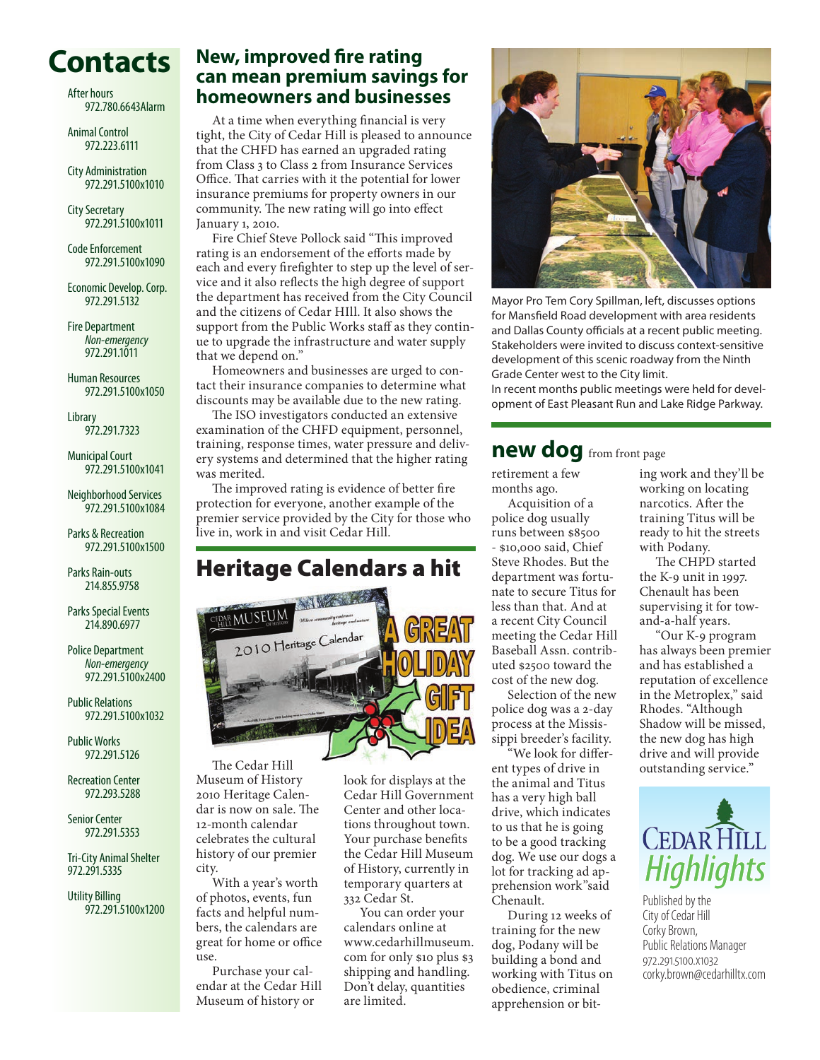# Contacts

After hours
972.780.6643Alarm

Animal Control
972.223.6111

City Administration
972.291.5100x1010

City Secretary
972.291.5100x1011

Code Enforcement
972.291.5100x1090

Economic Develop. Corp.
972.291.5132

Fire Department
*Non-emergency*
972.291.1011

Human Resources
972.291.5100x1050

Library
972.291.7323

Municipal Court
972.291.5100x1041

Neighborhood Services
972.291.5100x1084

Parks & Recreation
972.291.5100x1500

Parks Rain-outs
214.855.9758

Parks Special Events
214.890.6977

Police Department
*Non-emergency*
972.291.5100x2400

Public Relations
972.291.5100x1032

Public Works
972.291.5126

Recreation Center
972.293.5288

Senior Center
972.291.5353

Tri-City Animal Shelter
972.291.5335

Utility Billing
972.291.5100x1200

## New, improved fire rating can mean premium savings for homeowners and businesses

At a time when everything financial is very tight, the City of Cedar Hill is pleased to announce that the CHFD has earned an upgraded rating from Class 3 to Class 2 from Insurance Services Office. That carries with it the potential for lower insurance premiums for property owners in our community. The new rating will go into effect January 1, 2010.

Fire Chief Steve Pollock said "This improved rating is an endorsement of the efforts made by each and every firefighter to step up the level of service and it also reflects the high degree of support the department has received from the City Council and the citizens of Cedar HIll. It also shows the support from the Public Works staff as they continue to upgrade the infrastructure and water supply that we depend on."

Homeowners and businesses are urged to contact their insurance companies to determine what discounts may be available due to the new rating.

The ISO investigators conducted an extensive examination of the CHFD equipment, personnel, training, response times, water pressure and delivery systems and determined that the higher rating was merited.

The improved rating is evidence of better fire protection for everyone, another example of the premier service provided by the City for those who live in, work in and visit Cedar Hill.

## Heritage Calendars a hit

CEDAR HILL MUSEUM OF HISTORY
2010 Heritage Calendar
A GREAT HOLIDAY GIFT IDEA

The Cedar Hill Museum of History 2010 Heritage Calendar is now on sale. The 12-month calendar celebrates the cultural history of our premier city.

With a year's worth of photos, events, fun facts and helpful numbers, the calendars are great for home or office use.

Purchase your calendar at the Cedar Hill Museum of history or look for displays at the Cedar Hill Government Center and other locations throughout town. Your purchase benefits the Cedar Hill Museum of History, currently in temporary quarters at 332 Cedar St.

You can order your calendars online at www.cedarhillmuseum.com for only $10 plus $3 shipping and handling. Don't delay, quantities are limited.

Mayor Pro Tem Cory Spillman, left, discusses options for Mansfield Road development with area residents and Dallas County officials at a recent public meeting. Stakeholders were invited to discuss context-sensitive development of this scenic roadway from the Ninth Grade Center west to the City limit.
In recent months public meetings were held for development of East Pleasant Run and Lake Ridge Parkway.

## new dog from front page

retirement a few months ago.

Acquisition of a police dog usually runs between $8500 - $10,000 said, Chief Steve Rhodes. But the department was fortunate to secure Titus for less than that. And at a recent City Council meeting the Cedar Hill Baseball Assn. contributed $2500 toward the cost of the new dog.

Selection of the new police dog was a 2-day process at the Mississippi breeder's facility.

"We look for different types of drive in the animal and Titus has a very high ball drive, which indicates to us that he is going to be a good tracking dog. We use our dogs a lot for tracking ad apprehension work"said Chenault.

During 12 weeks of training for the new dog, Podany will be building a bond and working with Titus on obedience, criminal apprehension or biting work and they'll be working on locating narcotics. After the training Titus will be ready to hit the streets with Podany.

The CHPD started the K-9 unit in 1997. Chenault has been supervising it for tow-and-a-half years.

"Our K-9 program has always been premier and has established a reputation of excellence in the Metroplex," said Rhodes. "Although Shadow will be missed, the new dog has high drive and will provide outstanding service."

CEDAR HILL *Highlights*

Published by the City of Cedar Hill
Corky Brown,
Public Relations Manager
972.291.5100.x1032
corky.brown@cedarhilltx.com